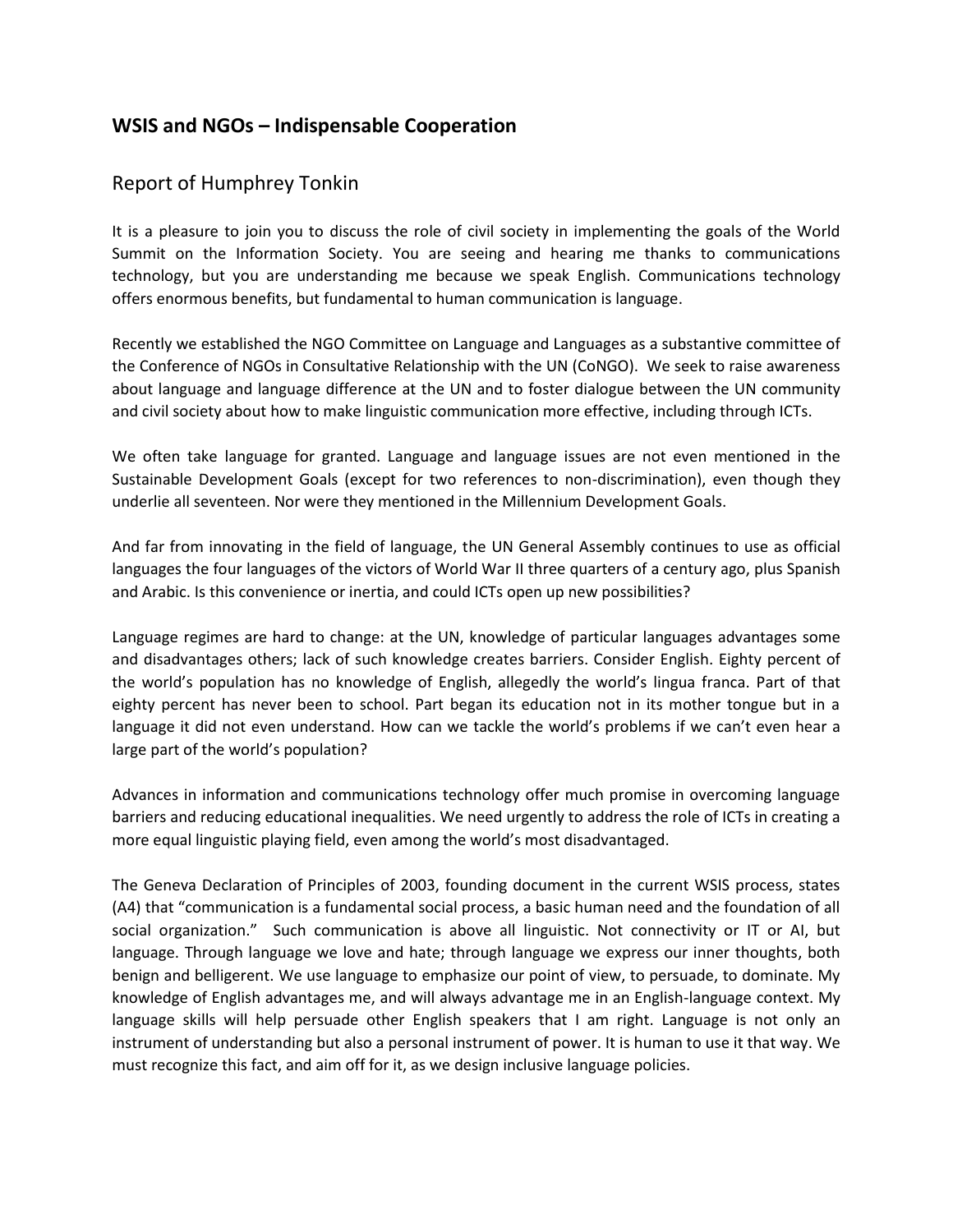## WSIS and NGOs – Indispensable Cooperation

### Report of Humphrey Tonkin

It is a pleasure to join you to discuss the role of civil society in implementing the goals of the World Summit on the Information Society. You are seeing and hearing me thanks to communications technology, but you are understanding me because we speak English. Communications technology offers enormous benefits, but fundamental to human communication is language.

Recently we established the NGO Committee on Language and Languages as a substantive committee of the Conference of NGOs in Consultative Relationship with the UN (CoNGO). We seek to raise awareness about language and language difference at the UN and to foster dialogue between the UN community and civil society about how to make linguistic communication more effective, including through ICTs.

We often take language for granted. Language and language issues are not even mentioned in the Sustainable Development Goals (except for two references to non-discrimination), even though they underlie all seventeen. Nor were they mentioned in the Millennium Development Goals.

And far from innovating in the field of language, the UN General Assembly continues to use as official languages the four languages of the victors of World War II three quarters of a century ago, plus Spanish and Arabic. Is this convenience or inertia, and could ICTs open up new possibilities?

Language regimes are hard to change: at the UN, knowledge of particular languages advantages some and disadvantages others; lack of such knowledge creates barriers. Consider English. Eighty percent of the world's population has no knowledge of English, allegedly the world's lingua franca. Part of that eighty percent has never been to school. Part began its education not in its mother tongue but in a language it did not even understand. How can we tackle the world's problems if we can't even hear a large part of the world's population?

Advances in information and communications technology offer much promise in overcoming language barriers and reducing educational inequalities. We need urgently to address the role of ICTs in creating a more equal linguistic playing field, even among the world's most disadvantaged.

The Geneva Declaration of Principles of 2003, founding document in the current WSIS process, states (A4) that "communication is a fundamental social process, a basic human need and the foundation of all social organization." Such communication is above all linguistic. Not connectivity or IT or AI, but language. Through language we love and hate; through language we express our inner thoughts, both benign and belligerent. We use language to emphasize our point of view, to persuade, to dominate. My knowledge of English advantages me, and will always advantage me in an English-language context. My language skills will help persuade other English speakers that I am right. Language is not only an instrument of understanding but also a personal instrument of power. It is human to use it that way. We must recognize this fact, and aim off for it, as we design inclusive language policies.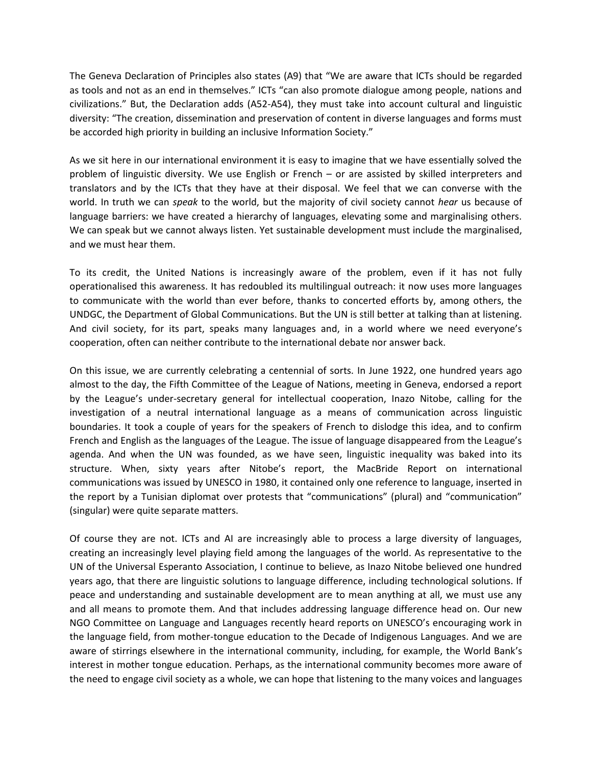The Geneva Declaration of Principles also states (A9) that "We are aware that ICTs should be regarded as tools and not as an end in themselves." ICTs "can also promote dialogue among people, nations and civilizations." But, the Declaration adds (A52-A54), they must take into account cultural and linguistic diversity: "The creation, dissemination and preservation of content in diverse languages and forms must be accorded high priority in building an inclusive Information Society."

As we sit here in our international environment it is easy to imagine that we have essentially solved the problem of linguistic diversity. We use English or French – or are assisted by skilled interpreters and translators and by the ICTs that they have at their disposal. We feel that we can converse with the world. In truth we can *speak* to the world, but the majority of civil society cannot *hear* us because of language barriers: we have created a hierarchy of languages, elevating some and marginalising others. We can speak but we cannot always listen. Yet sustainable development must include the marginalised, and we must hear them.

To its credit, the United Nations is increasingly aware of the problem, even if it has not fully operationalised this awareness. It has redoubled its multilingual outreach: it now uses more languages to communicate with the world than ever before, thanks to concerted efforts by, among others, the UNDGC, the Department of Global Communications. But the UN is still better at talking than at listening. And civil society, for its part, speaks many languages and, in a world where we need everyone's cooperation, often can neither contribute to the international debate nor answer back.

On this issue, we are currently celebrating a centennial of sorts. In June 1922, one hundred years ago almost to the day, the Fifth Committee of the League of Nations, meeting in Geneva, endorsed a report by the League's under-secretary general for intellectual cooperation, Inazo Nitobe, calling for the investigation of a neutral international language as a means of communication across linguistic boundaries. It took a couple of years for the speakers of French to dislodge this idea, and to confirm French and English as the languages of the League. The issue of language disappeared from the League's agenda. And when the UN was founded, as we have seen, linguistic inequality was baked into its structure. When, sixty years after Nitobe's report, the MacBride Report on international communications was issued by UNESCO in 1980, it contained only one reference to language, inserted in the report by a Tunisian diplomat over protests that "communications" (plural) and "communication" (singular) were quite separate matters.

Of course they are not. ICTs and AI are increasingly able to process a large diversity of languages, creating an increasingly level playing field among the languages of the world. As representative to the UN of the Universal Esperanto Association, I continue to believe, as Inazo Nitobe believed one hundred years ago, that there are linguistic solutions to language difference, including technological solutions. If peace and understanding and sustainable development are to mean anything at all, we must use any and all means to promote them. And that includes addressing language difference head on. Our new NGO Committee on Language and Languages recently heard reports on UNESCO's encouraging work in the language field, from mother-tongue education to the Decade of Indigenous Languages. And we are aware of stirrings elsewhere in the international community, including, for example, the World Bank's interest in mother tongue education. Perhaps, as the international community becomes more aware of the need to engage civil society as a whole, we can hope that listening to the many voices and languages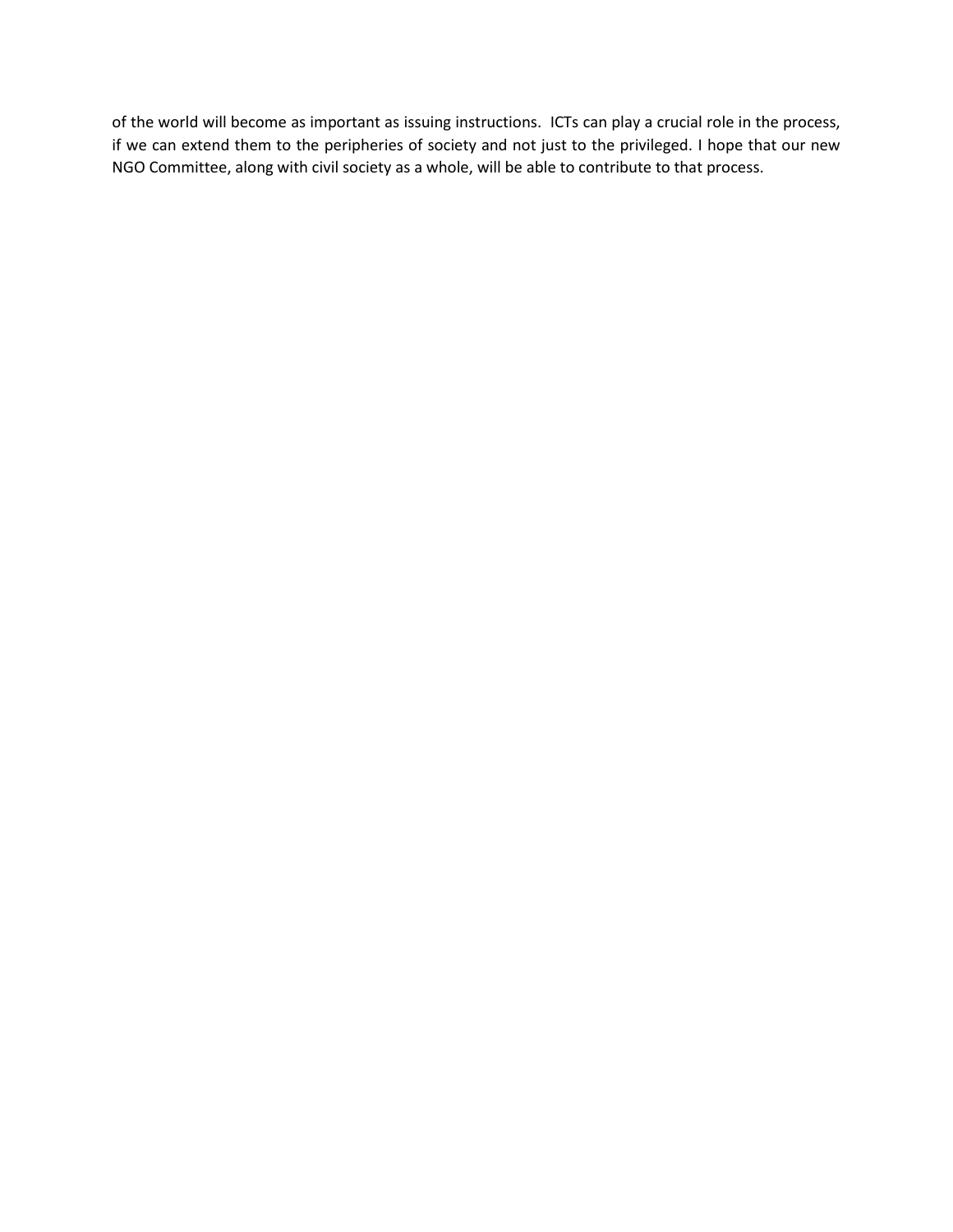of the world will become as important as issuing instructions. ICTs can play a crucial role in the process, if we can extend them to the peripheries of society and not just to the privileged. I hope that our new NGO Committee, along with civil society as a whole, will be able to contribute to that process.